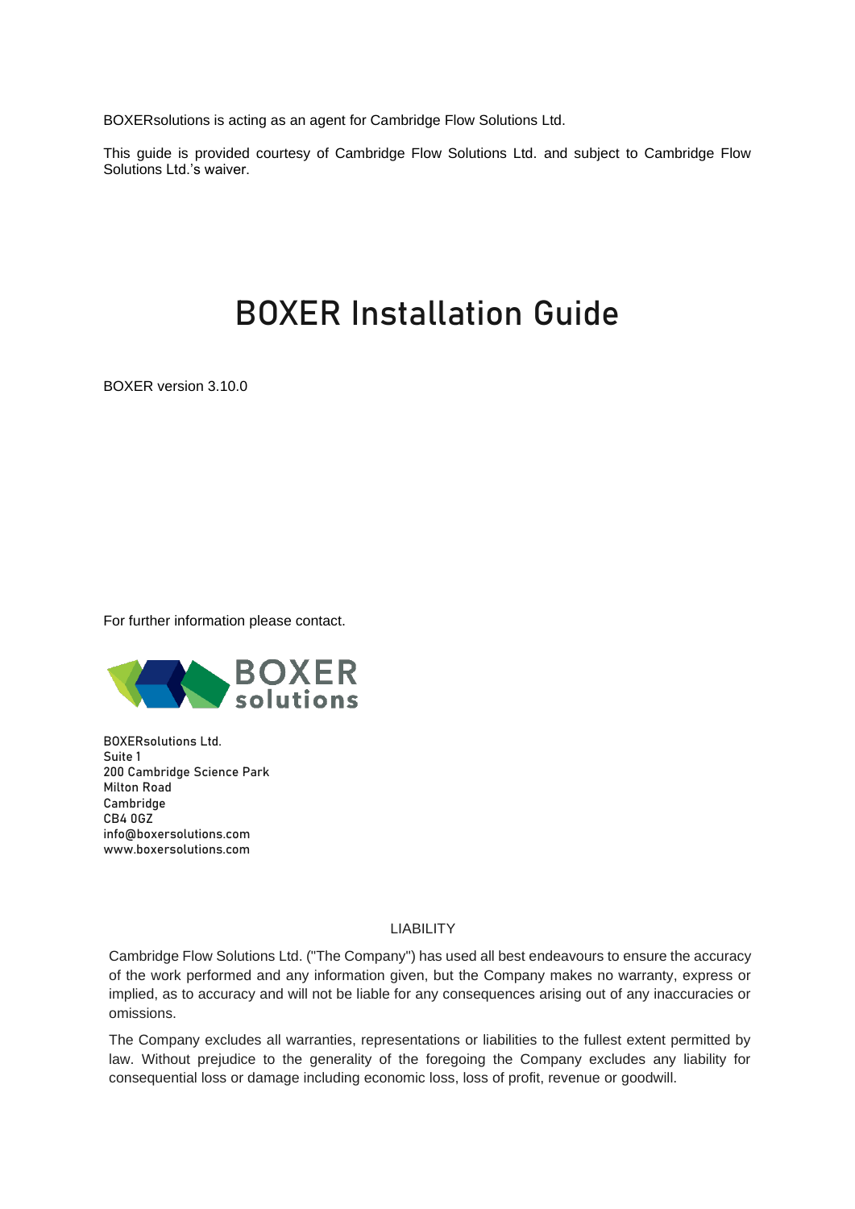BOXERsolutions is acting as an agent for Cambridge Flow Solutions Ltd.

This guide is provided courtesy of Cambridge Flow Solutions Ltd. and subject to Cambridge Flow Solutions Ltd.'s waiver.

# BOXER Installation Guide

BOXER version 3.10.0

For further information please contact.

BOXERsolutions Ltd.
Suite 1
200 Cambridge Science Park
Milton Road
Cambridge
CB4 0GZ
info@boxersolutions.com
www.boxersolutions.com

LIABILITY

Cambridge Flow Solutions Ltd. ("The Company") has used all best endeavours to ensure the accuracy of the work performed and any information given, but the Company makes no warranty, express or implied, as to accuracy and will not be liable for any consequences arising out of any inaccuracies or omissions.

The Company excludes all warranties, representations or liabilities to the fullest extent permitted by law. Without prejudice to the generality of the foregoing the Company excludes any liability for consequential loss or damage including economic loss, loss of profit, revenue or goodwill.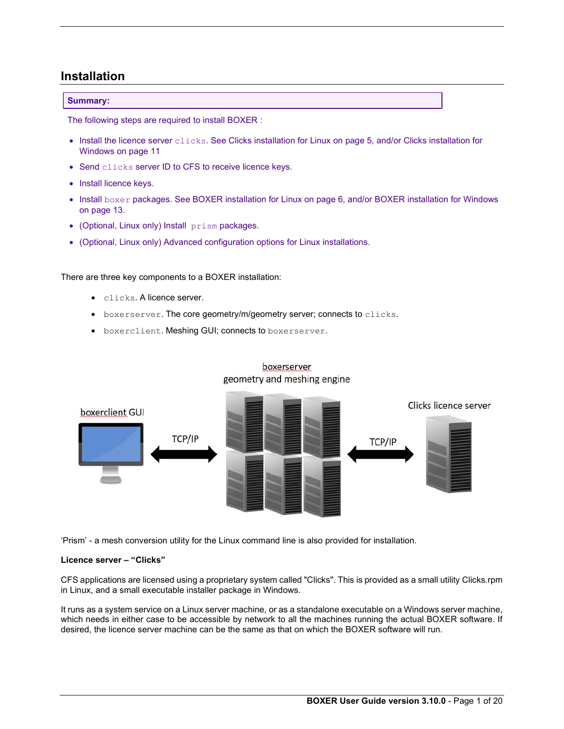## Installation

**Summary:**

The following steps are required to install BOXER :

- Install the licence server `clicks`. See Clicks installation for Linux on page 5, and/or Clicks installation for Windows on page 11
- Send `clicks` server ID to CFS to receive licence keys.
- Install licence keys.
- Install `boxer` packages. See BOXER installation for Linux on page 6, and/or BOXER installation for Windows on page 13.
- (Optional, Linux only) Install `prism` packages.
- (Optional, Linux only) Advanced configuration options for Linux installations.

There are three key components to a BOXER installation:

- `clicks`. A licence server.
- `boxerserver`. The core geometry/m/geometry server; connects to `clicks`.
- `boxerclient`. Meshing GUI; connects to `boxerserver`.

boxerserver
geometry and meshing engine

boxerclient GUI

TCP/IP

TCP/IP

Clicks licence server

'Prism' - a mesh conversion utility for the Linux command line is also provided for installation.

**Licence server – "Clicks"**

CFS applications are licensed using a proprietary system called "Clicks". This is provided as a small utility Clicks.rpm in Linux, and a small executable installer package in Windows.

It runs as a system service on a Linux server machine, or as a standalone executable on a Windows server machine, which needs in either case to be accessible by network to all the machines running the actual BOXER software. If desired, the licence server machine can be the same as that on which the BOXER software will run.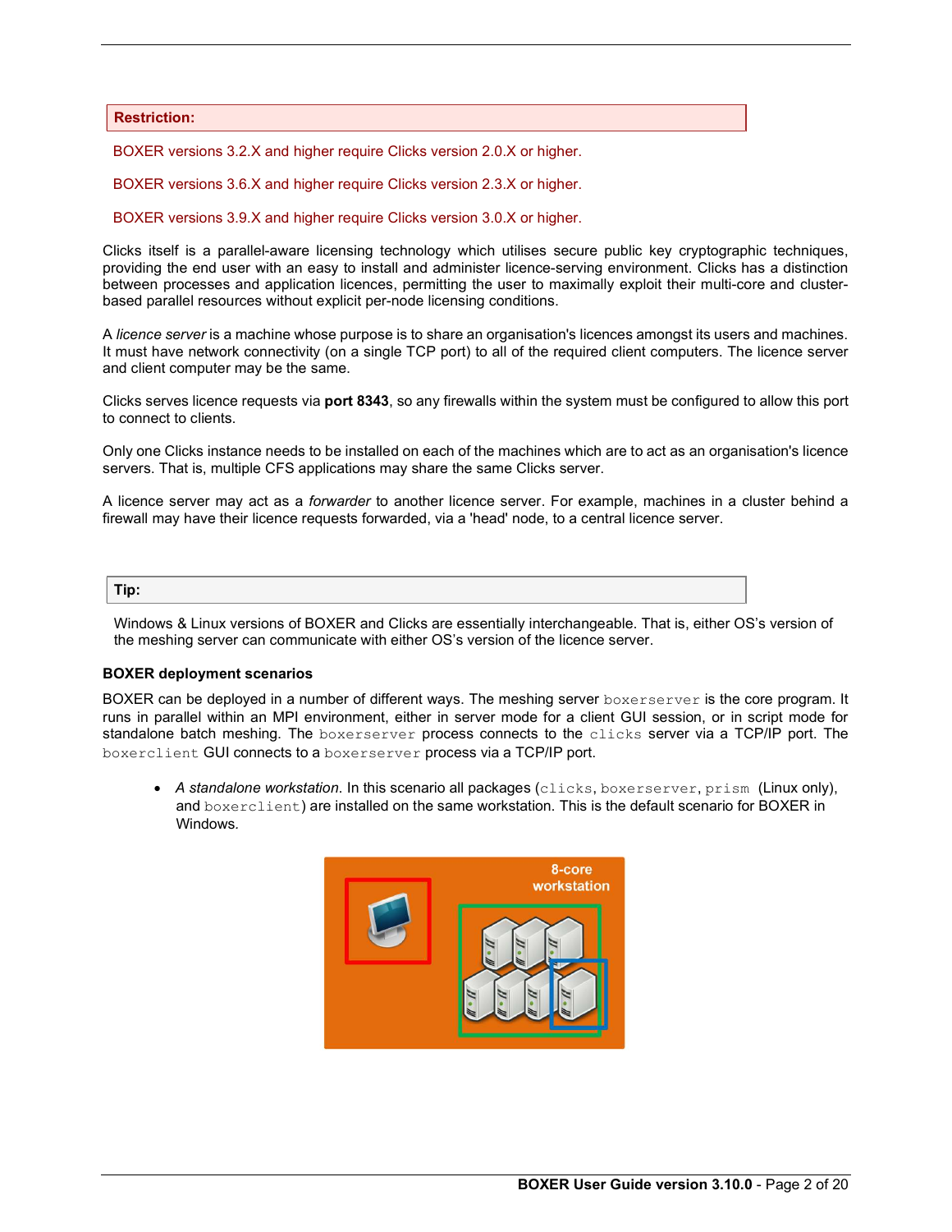**Restriction:**

BOXER versions 3.2.X and higher require Clicks version 2.0.X or higher.

BOXER versions 3.6.X and higher require Clicks version 2.3.X or higher.

BOXER versions 3.9.X and higher require Clicks version 3.0.X or higher.

Clicks itself is a parallel-aware licensing technology which utilises secure public key cryptographic techniques, providing the end user with an easy to install and administer licence-serving environment. Clicks has a distinction between processes and application licences, permitting the user to maximally exploit their multi-core and cluster-based parallel resources without explicit per-node licensing conditions.

A *licence server* is a machine whose purpose is to share an organisation's licences amongst its users and machines. It must have network connectivity (on a single TCP port) to all of the required client computers. The licence server and client computer may be the same.

Clicks serves licence requests via **port 8343**, so any firewalls within the system must be configured to allow this port to connect to clients.

Only one Clicks instance needs to be installed on each of the machines which are to act as an organisation's licence servers. That is, multiple CFS applications may share the same Clicks server.

A licence server may act as a *forwarder* to another licence server. For example, machines in a cluster behind a firewall may have their licence requests forwarded, via a 'head' node, to a central licence server.

**Tip:**

Windows & Linux versions of BOXER and Clicks are essentially interchangeable. That is, either OS's version of the meshing server can communicate with either OS's version of the licence server.

**BOXER deployment scenarios**

BOXER can be deployed in a number of different ways. The meshing server `boxerserver` is the core program. It runs in parallel within an MPI environment, either in server mode for a client GUI session, or in script mode for standalone batch meshing. The `boxerserver` process connects to the `clicks` server via a TCP/IP port. The `boxerclient` GUI connects to a `boxerserver` process via a TCP/IP port.

- *A standalone workstation*. In this scenario all packages (`clicks`, `boxerserver`, `prism` (Linux only), and `boxerclient`) are installed on the same workstation. This is the default scenario for BOXER in Windows.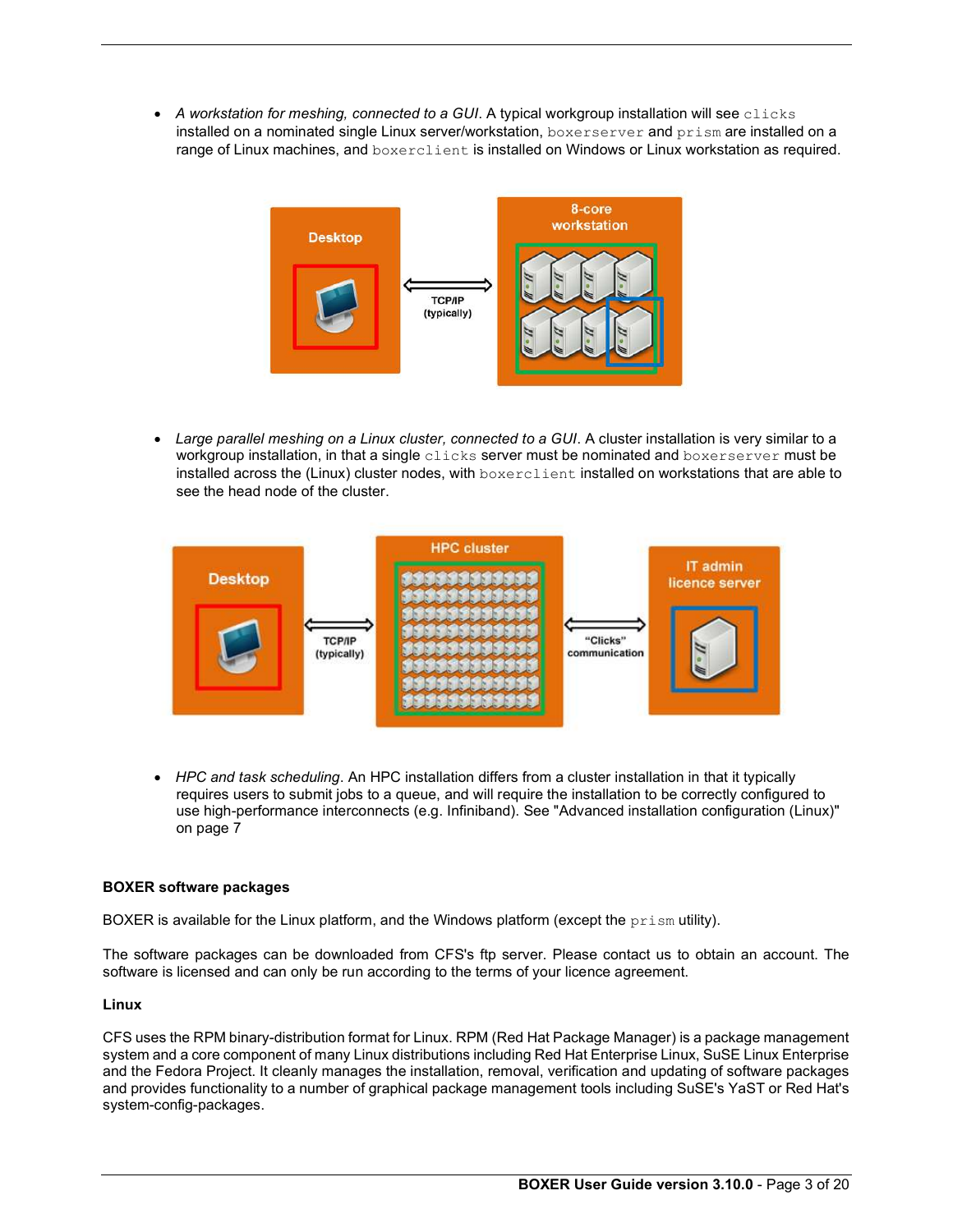- *A workstation for meshing, connected to a GUI*. A typical workgroup installation will see `clicks` installed on a nominated single Linux server/workstation, `boxerserver` and `prism` are installed on a range of Linux machines, and `boxerclient` is installed on Windows or Linux workstation as required.

- *Large parallel meshing on a Linux cluster, connected to a GUI*. A cluster installation is very similar to a workgroup installation, in that a single `clicks` server must be nominated and `boxerserver` must be installed across the (Linux) cluster nodes, with `boxerclient` installed on workstations that are able to see the head node of the cluster.

- *HPC and task scheduling*. An HPC installation differs from a cluster installation in that it typically requires users to submit jobs to a queue, and will require the installation to be correctly configured to use high-performance interconnects (e.g. Infiniband). See "Advanced installation configuration (Linux)" on page 7

**BOXER software packages**

BOXER is available for the Linux platform, and the Windows platform (except the `prism` utility).

The software packages can be downloaded from CFS's ftp server. Please contact us to obtain an account. The software is licensed and can only be run according to the terms of your licence agreement.

**Linux**

CFS uses the RPM binary-distribution format for Linux. RPM (Red Hat Package Manager) is a package management system and a core component of many Linux distributions including Red Hat Enterprise Linux, SuSE Linux Enterprise and the Fedora Project. It cleanly manages the installation, removal, verification and updating of software packages and provides functionality to a number of graphical package management tools including SuSE's YaST or Red Hat's system-config-packages.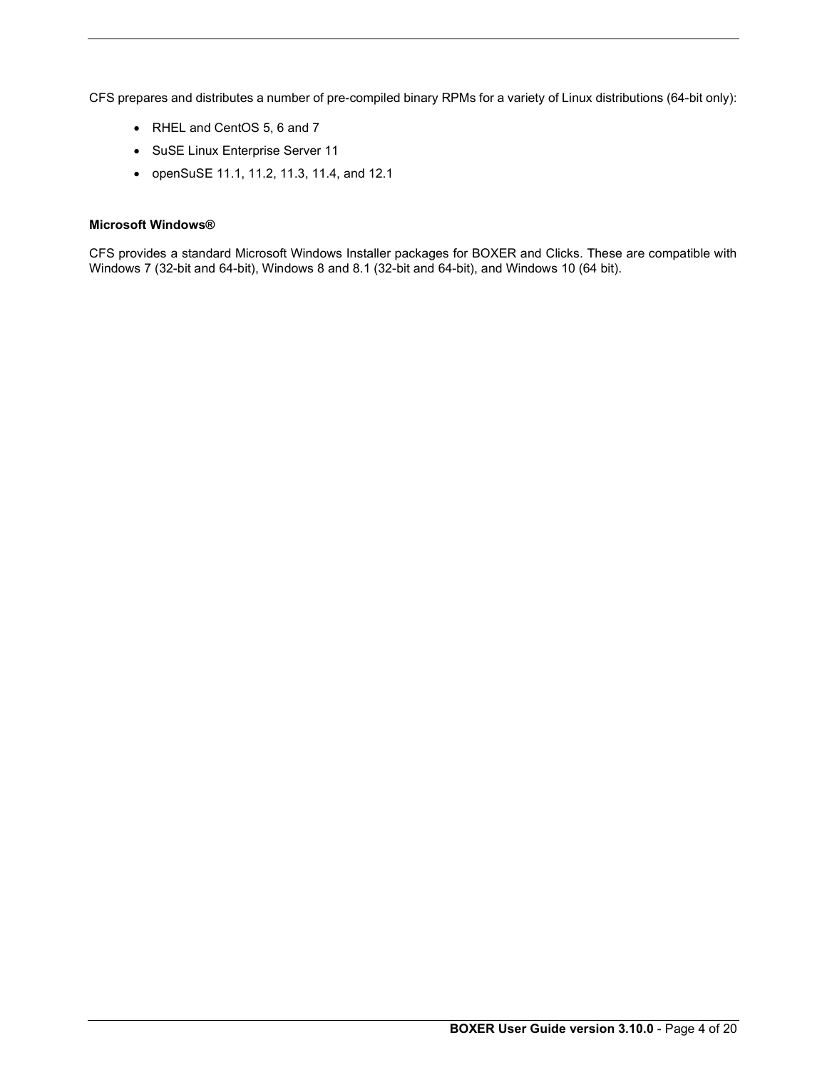CFS prepares and distributes a number of pre-compiled binary RPMs for a variety of Linux distributions (64-bit only):

- RHEL and CentOS 5, 6 and 7
- SuSE Linux Enterprise Server 11
- openSuSE 11.1, 11.2, 11.3, 11.4, and 12.1

**Microsoft Windows®**

CFS provides a standard Microsoft Windows Installer packages for BOXER and Clicks. These are compatible with Windows 7 (32-bit and 64-bit), Windows 8 and 8.1 (32-bit and 64-bit), and Windows 10 (64 bit).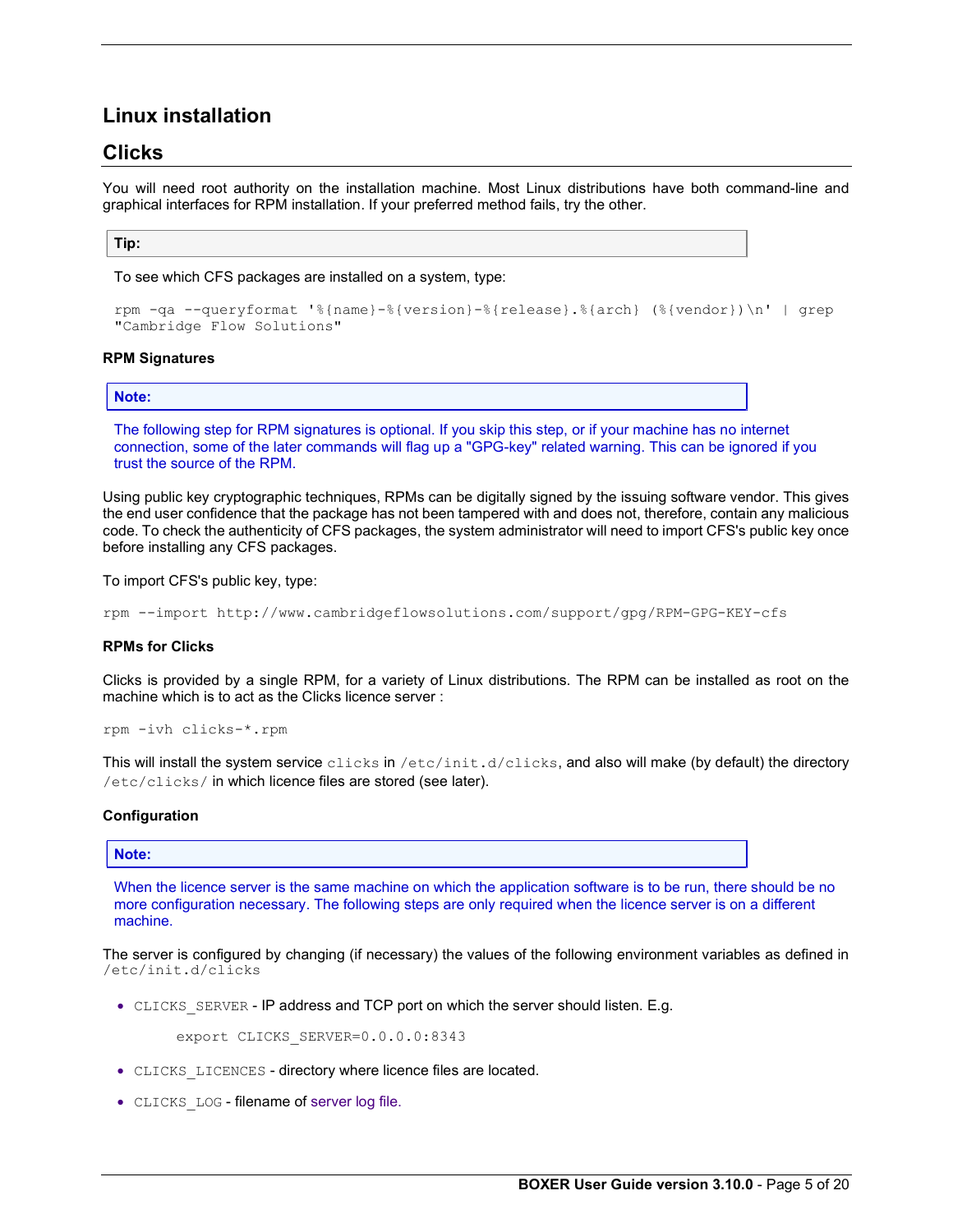# Linux installation

## Clicks

You will need root authority on the installation machine. Most Linux distributions have both command-line and graphical interfaces for RPM installation. If your preferred method fails, try the other.

**Tip:**

To see which CFS packages are installed on a system, type:

```
rpm -qa --queryformat '%{name}-%{version}-%{release}.%{arch} (%{vendor})\n' | grep
"Cambridge Flow Solutions"
```

#### RPM Signatures

**Note:**

The following step for RPM signatures is optional. If you skip this step, or if your machine has no internet connection, some of the later commands will flag up a "GPG-key" related warning. This can be ignored if you trust the source of the RPM.

Using public key cryptographic techniques, RPMs can be digitally signed by the issuing software vendor. This gives the end user confidence that the package has not been tampered with and does not, therefore, contain any malicious code. To check the authenticity of CFS packages, the system administrator will need to import CFS's public key once before installing any CFS packages.

To import CFS's public key, type:

```
rpm --import http://www.cambridgeflowsolutions.com/support/gpg/RPM-GPG-KEY-cfs
```

#### RPMs for Clicks

Clicks is provided by a single RPM, for a variety of Linux distributions. The RPM can be installed as root on the machine which is to act as the Clicks licence server :

```
rpm -ivh clicks-*.rpm
```

This will install the system service `clicks` in `/etc/init.d/clicks`, and also will make (by default) the directory `/etc/clicks/` in which licence files are stored (see later).

#### Configuration

**Note:**

When the licence server is the same machine on which the application software is to be run, there should be no more configuration necessary. The following steps are only required when the licence server is on a different machine.

The server is configured by changing (if necessary) the values of the following environment variables as defined in `/etc/init.d/clicks`

- `CLICKS_SERVER` - IP address and TCP port on which the server should listen. E.g.

  ```
  export CLICKS_SERVER=0.0.0.0:8343
  ```

- `CLICKS_LICENCES` - directory where licence files are located.
- `CLICKS_LOG` - filename of server log file.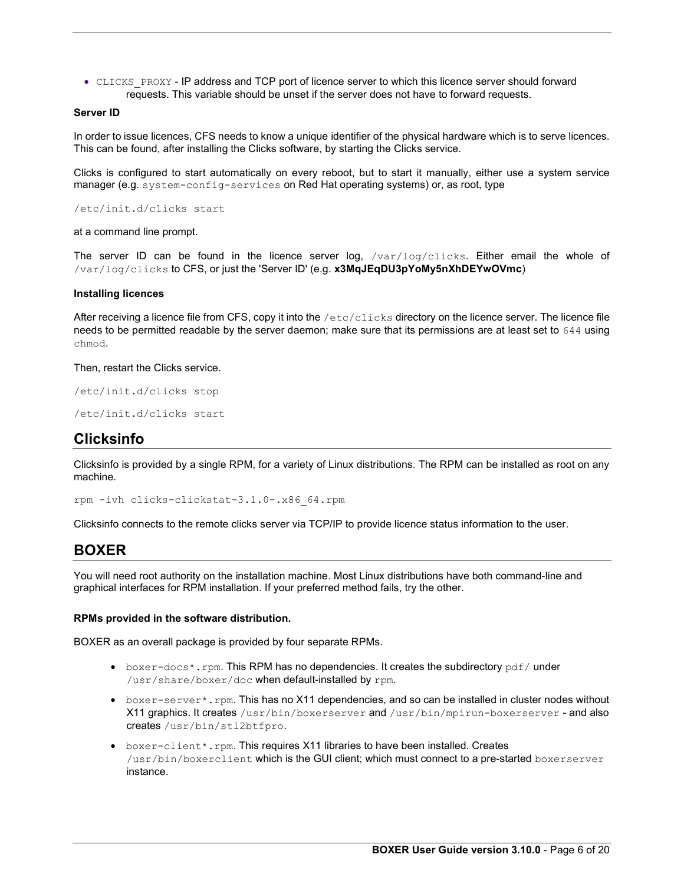- `CLICKS_PROXY` - IP address and TCP port of licence server to which this licence server should forward requests. This variable should be unset if the server does not have to forward requests.

**Server ID**

In order to issue licences, CFS needs to know a unique identifier of the physical hardware which is to serve licences. This can be found, after installing the Clicks software, by starting the Clicks service.

Clicks is configured to start automatically on every reboot, but to start it manually, either use a system service manager (e.g. `system-config-services` on Red Hat operating systems) or, as root, type

```
/etc/init.d/clicks start
```

at a command line prompt.

The server ID can be found in the licence server log, `/var/log/clicks`. Either email the whole of `/var/log/clicks` to CFS, or just the 'Server ID' (e.g. **x3MqJEqDU3pYoMy5nXhDEYwOVmc**)

**Installing licences**

After receiving a licence file from CFS, copy it into the `/etc/clicks` directory on the licence server. The licence file needs to be permitted readable by the server daemon; make sure that its permissions are at least set to `644` using `chmod`.

Then, restart the Clicks service.

```
/etc/init.d/clicks stop
```

```
/etc/init.d/clicks start
```

## Clicksinfo

Clicksinfo is provided by a single RPM, for a variety of Linux distributions. The RPM can be installed as root on any machine.

```
rpm -ivh clicks-clickstat-3.1.0-.x86_64.rpm
```

Clicksinfo connects to the remote clicks server via TCP/IP to provide licence status information to the user.

## BOXER

You will need root authority on the installation machine. Most Linux distributions have both command-line and graphical interfaces for RPM installation. If your preferred method fails, try the other.

**RPMs provided in the software distribution.**

BOXER as an overall package is provided by four separate RPMs.

- `boxer-docs*.rpm`. This RPM has no dependencies. It creates the subdirectory `pdf/` under `/usr/share/boxer/doc` when default-installed by `rpm`.
- `boxer-server*.rpm`. This has no X11 dependencies, and so can be installed in cluster nodes without X11 graphics. It creates `/usr/bin/boxerserver` and `/usr/bin/mpirun-boxerserver` - and also creates `/usr/bin/stl2btfpro`.
- `boxer-client*.rpm`. This requires X11 libraries to have been installed. Creates `/usr/bin/boxerclient` which is the GUI client; which must connect to a pre-started `boxerserver` instance.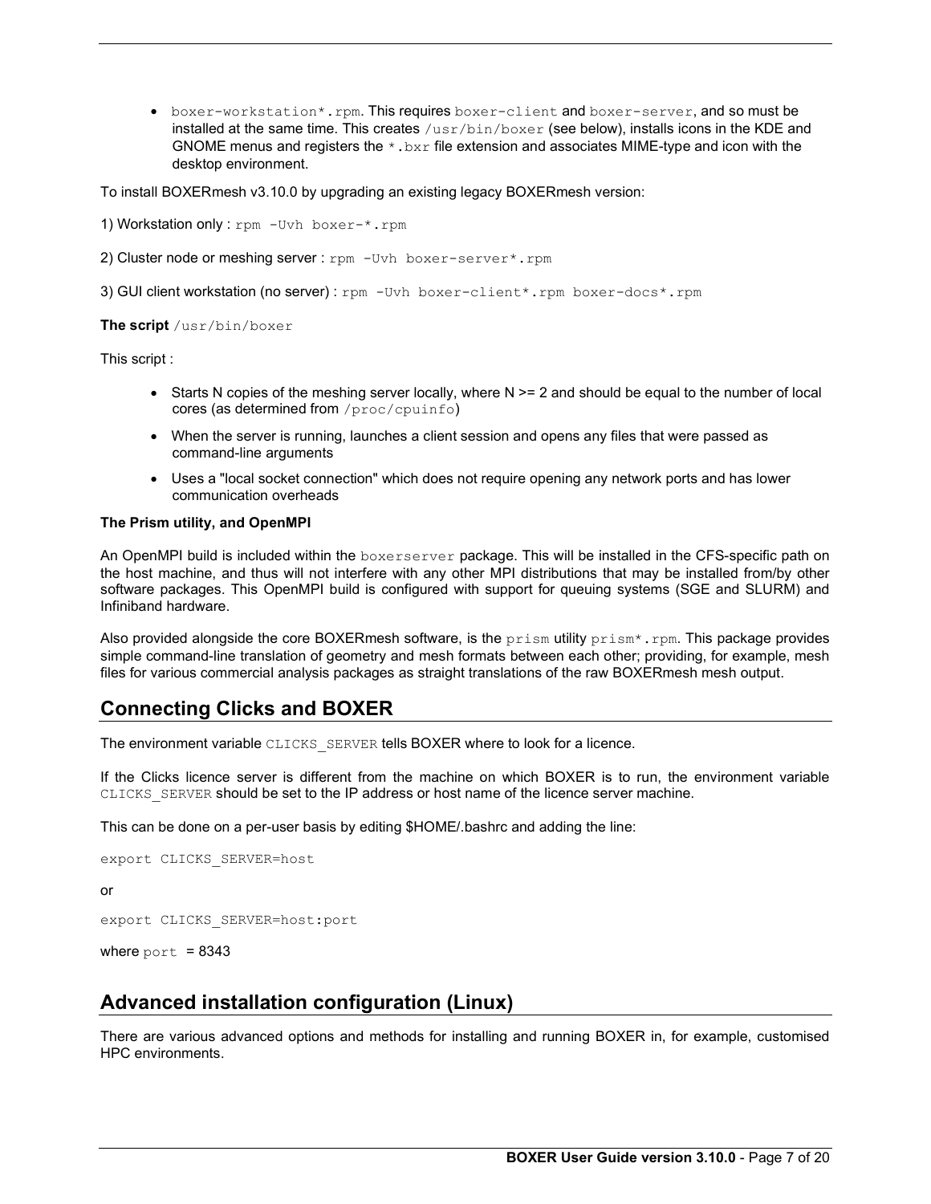- `boxer-workstation*.rpm`. This requires `boxer-client` and `boxer-server`, and so must be installed at the same time. This creates `/usr/bin/boxer` (see below), installs icons in the KDE and GNOME menus and registers the `*.bxr` file extension and associates MIME-type and icon with the desktop environment.

To install BOXERmesh v3.10.0 by upgrading an existing legacy BOXERmesh version:

1) Workstation only : `rpm -Uvh boxer-*.rpm`

2) Cluster node or meshing server : `rpm -Uvh boxer-server*.rpm`

3) GUI client workstation (no server) : `rpm -Uvh boxer-client*.rpm boxer-docs*.rpm`

**The script** `/usr/bin/boxer`

This script :

- Starts N copies of the meshing server locally, where N >= 2 and should be equal to the number of local cores (as determined from `/proc/cpuinfo`)
- When the server is running, launches a client session and opens any files that were passed as command-line arguments
- Uses a "local socket connection" which does not require opening any network ports and has lower communication overheads

**The Prism utility, and OpenMPI**

An OpenMPI build is included within the `boxerserver` package. This will be installed in the CFS-specific path on the host machine, and thus will not interfere with any other MPI distributions that may be installed from/by other software packages. This OpenMPI build is configured with support for queuing systems (SGE and SLURM) and Infiniband hardware.

Also provided alongside the core BOXERmesh software, is the `prism` utility `prism*.rpm`. This package provides simple command-line translation of geometry and mesh formats between each other; providing, for example, mesh files for various commercial analysis packages as straight translations of the raw BOXERmesh mesh output.

## Connecting Clicks and BOXER

The environment variable `CLICKS_SERVER` tells BOXER where to look for a licence.

If the Clicks licence server is different from the machine on which BOXER is to run, the environment variable `CLICKS_SERVER` should be set to the IP address or host name of the licence server machine.

This can be done on a per-user basis by editing $HOME/.bashrc and adding the line:

```
export CLICKS_SERVER=host
```

or

```
export CLICKS_SERVER=host:port
```

where `port` = 8343

## Advanced installation configuration (Linux)

There are various advanced options and methods for installing and running BOXER in, for example, customised HPC environments.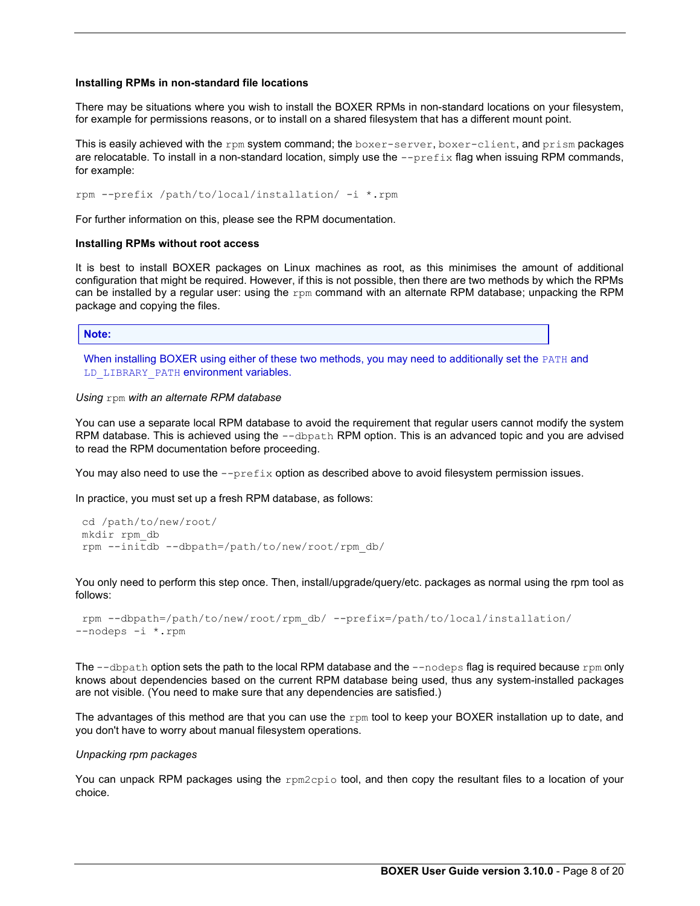**Installing RPMs in non-standard file locations**

There may be situations where you wish to install the BOXER RPMs in non-standard locations on your filesystem, for example for permissions reasons, or to install on a shared filesystem that has a different mount point.

This is easily achieved with the `rpm` system command; the `boxer-server`, `boxer-client`, and `prism` packages are relocatable. To install in a non-standard location, simply use the `--prefix` flag when issuing RPM commands, for example:

```
rpm --prefix /path/to/local/installation/ -i *.rpm
```

For further information on this, please see the RPM documentation.

**Installing RPMs without root access**

It is best to install BOXER packages on Linux machines as root, as this minimises the amount of additional configuration that might be required. However, if this is not possible, then there are two methods by which the RPMs can be installed by a regular user: using the `rpm` command with an alternate RPM database; unpacking the RPM package and copying the files.

> **Note:**
>
> When installing BOXER using either of these two methods, you may need to additionally set the `PATH` and `LD_LIBRARY_PATH` environment variables.

*Using `rpm` with an alternate RPM database*

You can use a separate local RPM database to avoid the requirement that regular users cannot modify the system RPM database. This is achieved using the `--dbpath` RPM option. This is an advanced topic and you are advised to read the RPM documentation before proceeding.

You may also need to use the `--prefix` option as described above to avoid filesystem permission issues.

In practice, you must set up a fresh RPM database, as follows:

```
cd /path/to/new/root/
mkdir rpm_db
rpm --initdb --dbpath=/path/to/new/root/rpm_db/
```

You only need to perform this step once. Then, install/upgrade/query/etc. packages as normal using the rpm tool as follows:

```
rpm --dbpath=/path/to/new/root/rpm_db/ --prefix=/path/to/local/installation/
--nodeps -i *.rpm
```

The `--dbpath` option sets the path to the local RPM database and the `--nodeps` flag is required because `rpm` only knows about dependencies based on the current RPM database being used, thus any system-installed packages are not visible. (You need to make sure that any dependencies are satisfied.)

The advantages of this method are that you can use the `rpm` tool to keep your BOXER installation up to date, and you don't have to worry about manual filesystem operations.

*Unpacking rpm packages*

You can unpack RPM packages using the `rpm2cpio` tool, and then copy the resultant files to a location of your choice.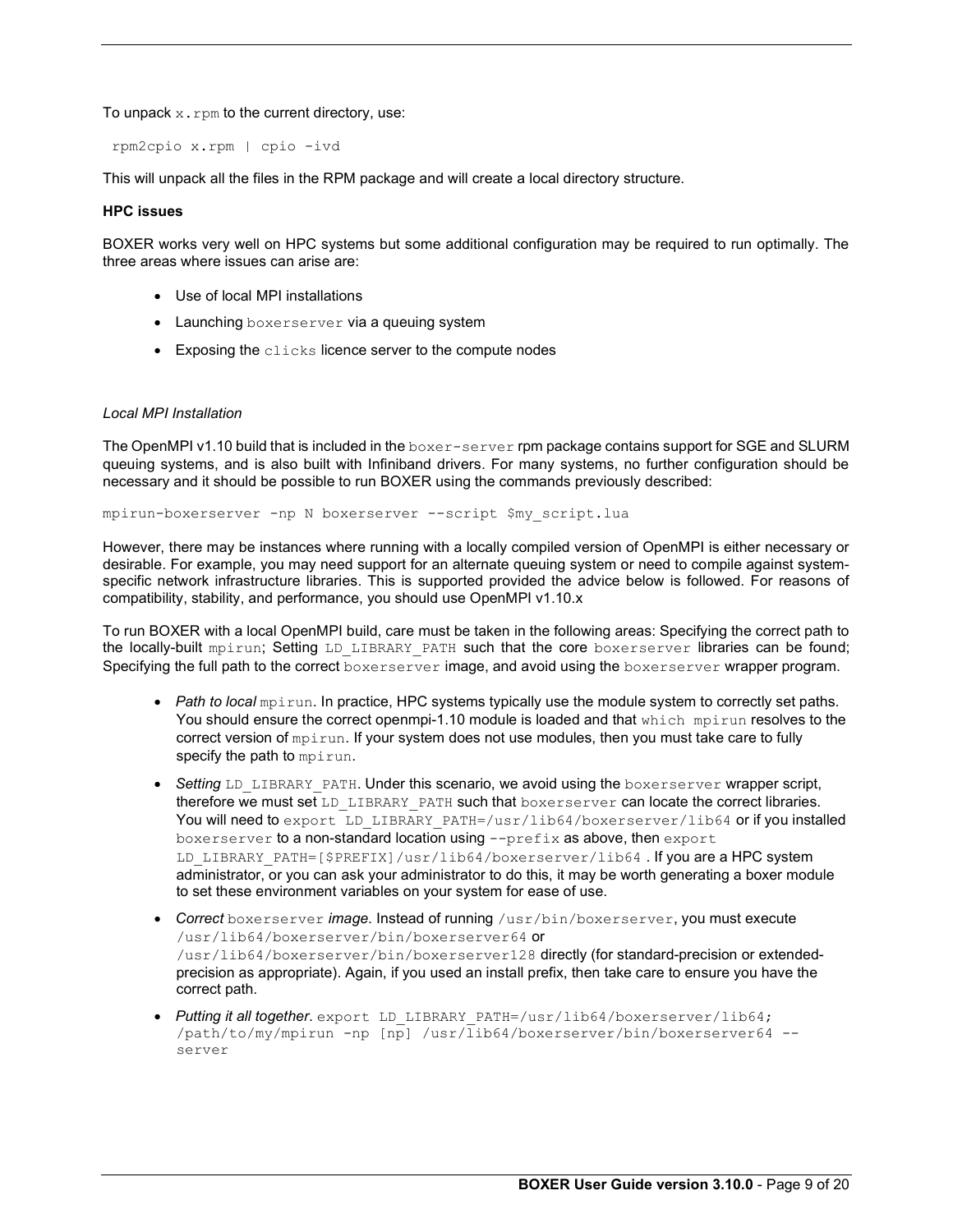To unpack `x.rpm` to the current directory, use:

```
rpm2cpio x.rpm | cpio -ivd
```

This will unpack all the files in the RPM package and will create a local directory structure.

**HPC issues**

BOXER works very well on HPC systems but some additional configuration may be required to run optimally. The three areas where issues can arise are:

- Use of local MPI installations
- Launching `boxerserver` via a queuing system
- Exposing the `clicks` licence server to the compute nodes

*Local MPI Installation*

The OpenMPI v1.10 build that is included in the `boxer-server` rpm package contains support for SGE and SLURM queuing systems, and is also built with Infiniband drivers. For many systems, no further configuration should be necessary and it should be possible to run BOXER using the commands previously described:

```
mpirun-boxerserver -np N boxerserver --script $my_script.lua
```

However, there may be instances where running with a locally compiled version of OpenMPI is either necessary or desirable. For example, you may need support for an alternate queuing system or need to compile against system-specific network infrastructure libraries. This is supported provided the advice below is followed. For reasons of compatibility, stability, and performance, you should use OpenMPI v1.10.x

To run BOXER with a local OpenMPI build, care must be taken in the following areas: Specifying the correct path to the locally-built `mpirun`; Setting `LD_LIBRARY_PATH` such that the core `boxerserver` libraries can be found; Specifying the full path to the correct `boxerserver` image, and avoid using the `boxerserver` wrapper program.

- *Path to local* `mpirun`. In practice, HPC systems typically use the module system to correctly set paths. You should ensure the correct openmpi-1.10 module is loaded and that `which mpirun` resolves to the correct version of `mpirun`. If your system does not use modules, then you must take care to fully specify the path to `mpirun`.
- *Setting* `LD_LIBRARY_PATH`. Under this scenario, we avoid using the `boxerserver` wrapper script, therefore we must set `LD_LIBRARY_PATH` such that `boxerserver` can locate the correct libraries. You will need to `export LD_LIBRARY_PATH=/usr/lib64/boxerserver/lib64` or if you installed `boxerserver` to a non-standard location using `--prefix` as above, then `export LD_LIBRARY_PATH=[$PREFIX]/usr/lib64/boxerserver/lib64` . If you are a HPC system administrator, or you can ask your administrator to do this, it may be worth generating a boxer module to set these environment variables on your system for ease of use.
- *Correct* `boxerserver` *image*. Instead of running `/usr/bin/boxerserver`, you must execute `/usr/lib64/boxerserver/bin/boxerserver64` or `/usr/lib64/boxerserver/bin/boxerserver128` directly (for standard-precision or extended-precision as appropriate). Again, if you used an install prefix, then take care to ensure you have the correct path.
- *Putting it all together*. `export LD_LIBRARY_PATH=/usr/lib64/boxerserver/lib64; /path/to/my/mpirun -np [np] /usr/lib64/boxerserver/bin/boxerserver64 --server`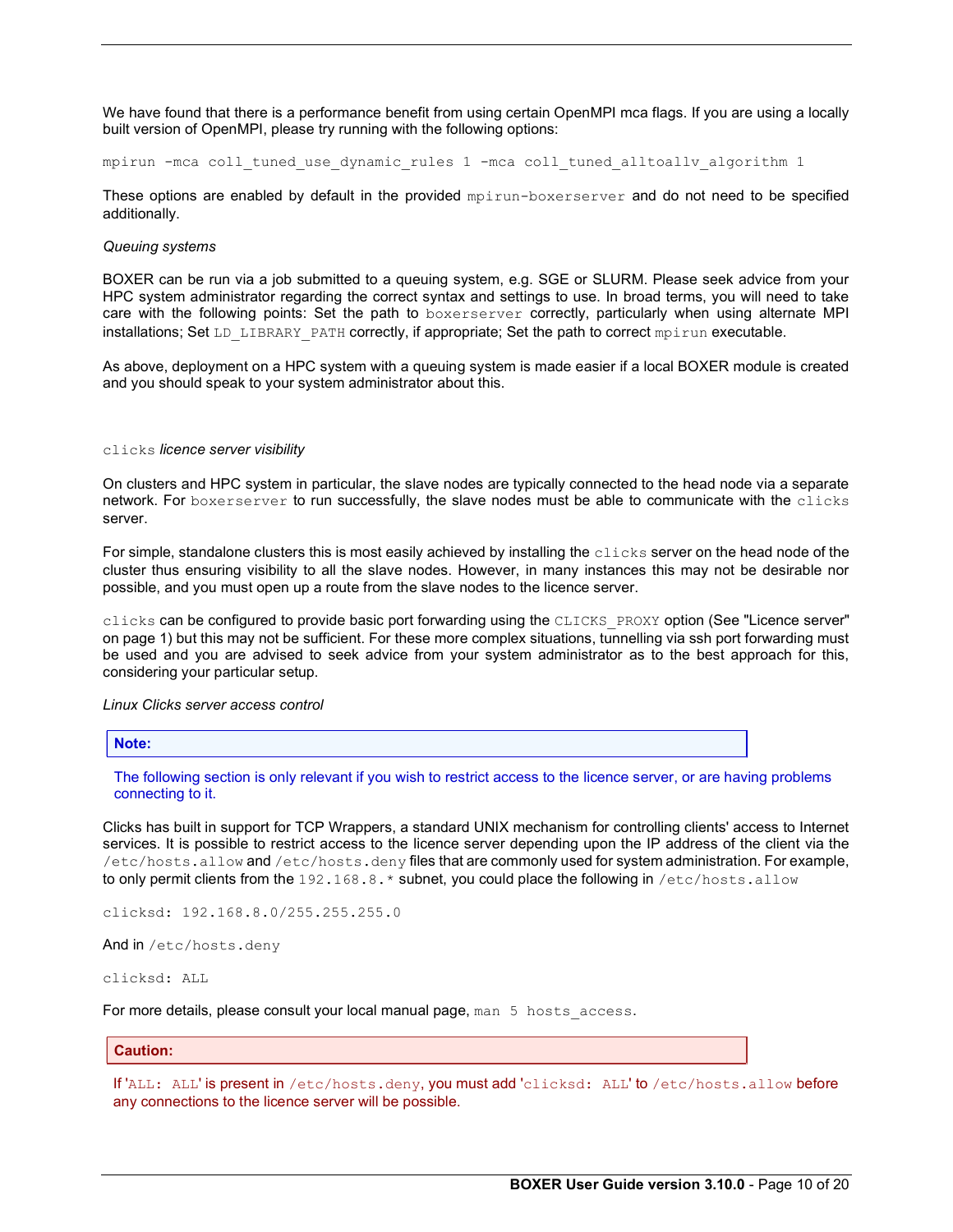We have found that there is a performance benefit from using certain OpenMPI mca flags. If you are using a locally built version of OpenMPI, please try running with the following options:

```
mpirun -mca coll_tuned_use_dynamic_rules 1 -mca coll_tuned_alltoallv_algorithm 1
```

These options are enabled by default in the provided `mpirun-boxerserver` and do not need to be specified additionally.

*Queuing systems*

BOXER can be run via a job submitted to a queuing system, e.g. SGE or SLURM. Please seek advice from your HPC system administrator regarding the correct syntax and settings to use. In broad terms, you will need to take care with the following points: Set the path to `boxerserver` correctly, particularly when using alternate MPI installations; Set `LD_LIBRARY_PATH` correctly, if appropriate; Set the path to correct `mpirun` executable.

As above, deployment on a HPC system with a queuing system is made easier if a local BOXER module is created and you should speak to your system administrator about this.

`clicks` *licence server visibility*

On clusters and HPC system in particular, the slave nodes are typically connected to the head node via a separate network. For `boxerserver` to run successfully, the slave nodes must be able to communicate with the `clicks` server.

For simple, standalone clusters this is most easily achieved by installing the `clicks` server on the head node of the cluster thus ensuring visibility to all the slave nodes. However, in many instances this may not be desirable nor possible, and you must open up a route from the slave nodes to the licence server.

`clicks` can be configured to provide basic port forwarding using the `CLICKS_PROXY` option (See "Licence server" on page 1) but this may not be sufficient. For these more complex situations, tunnelling via ssh port forwarding must be used and you are advised to seek advice from your system administrator as to the best approach for this, considering your particular setup.

*Linux Clicks server access control*

> **Note:**
>
> The following section is only relevant if you wish to restrict access to the licence server, or are having problems connecting to it.

Clicks has built in support for TCP Wrappers, a standard UNIX mechanism for controlling clients' access to Internet services. It is possible to restrict access to the licence server depending upon the IP address of the client via the `/etc/hosts.allow` and `/etc/hosts.deny` files that are commonly used for system administration. For example, to only permit clients from the `192.168.8.*` subnet, you could place the following in `/etc/hosts.allow`

```
clicksd: 192.168.8.0/255.255.255.0
```

And in `/etc/hosts.deny`

```
clicksd: ALL
```

For more details, please consult your local manual page, `man 5 hosts_access`.

> **Caution:**
>
> If '`ALL: ALL`' is present in `/etc/hosts.deny`, you must add '`clicksd: ALL`' to `/etc/hosts.allow` before any connections to the licence server will be possible.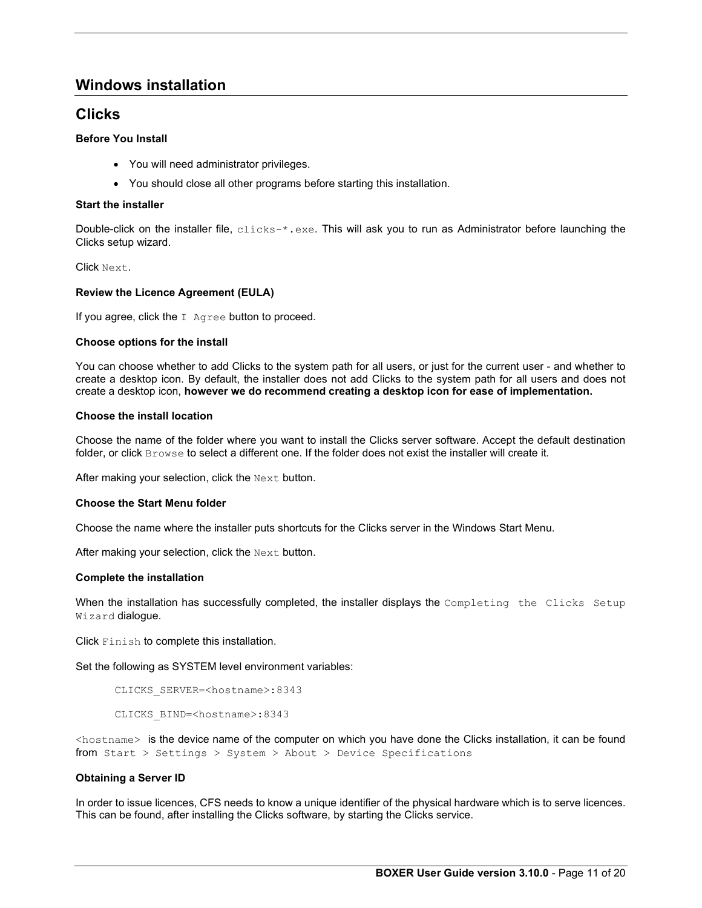# Windows installation

## Clicks

**Before You Install**

- You will need administrator privileges.
- You should close all other programs before starting this installation.

**Start the installer**

Double-click on the installer file, `clicks-*.exe`. This will ask you to run as Administrator before launching the Clicks setup wizard.

Click `Next`.

**Review the Licence Agreement (EULA)**

If you agree, click the `I Agree` button to proceed.

**Choose options for the install**

You can choose whether to add Clicks to the system path for all users, or just for the current user - and whether to create a desktop icon. By default, the installer does not add Clicks to the system path for all users and does not create a desktop icon, **however we do recommend creating a desktop icon for ease of implementation.**

**Choose the install location**

Choose the name of the folder where you want to install the Clicks server software. Accept the default destination folder, or click `Browse` to select a different one. If the folder does not exist the installer will create it.

After making your selection, click the `Next` button.

**Choose the Start Menu folder**

Choose the name where the installer puts shortcuts for the Clicks server in the Windows Start Menu.

After making your selection, click the `Next` button.

**Complete the installation**

When the installation has successfully completed, the installer displays the `Completing the Clicks Setup Wizard` dialogue.

Click `Finish` to complete this installation.

Set the following as SYSTEM level environment variables:

```
CLICKS_SERVER=<hostname>:8343

CLICKS_BIND=<hostname>:8343
```

`<hostname>` is the device name of the computer on which you have done the Clicks installation, it can be found from `Start > Settings > System > About > Device Specifications`

**Obtaining a Server ID**

In order to issue licences, CFS needs to know a unique identifier of the physical hardware which is to serve licences. This can be found, after installing the Clicks software, by starting the Clicks service.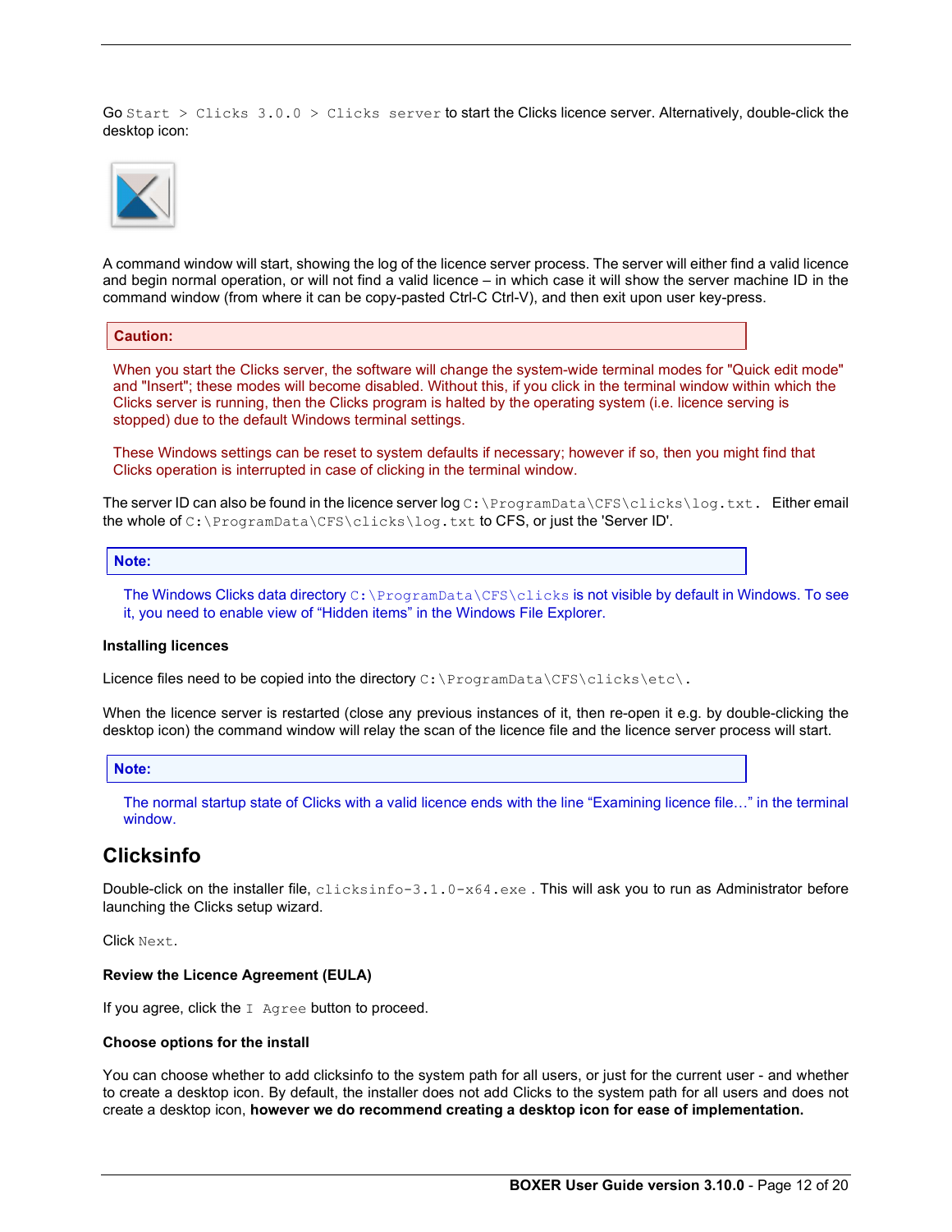Go `Start > Clicks 3.0.0 > Clicks server` to start the Clicks licence server. Alternatively, double-click the desktop icon:

A command window will start, showing the log of the licence server process. The server will either find a valid licence and begin normal operation, or will not find a valid licence – in which case it will show the server machine ID in the command window (from where it can be copy-pasted Ctrl-C Ctrl-V), and then exit upon user key-press.

**Caution:**

When you start the Clicks server, the software will change the system-wide terminal modes for "Quick edit mode" and "Insert"; these modes will become disabled. Without this, if you click in the terminal window within which the Clicks server is running, then the Clicks program is halted by the operating system (i.e. licence serving is stopped) due to the default Windows terminal settings.

These Windows settings can be reset to system defaults if necessary; however if so, then you might find that Clicks operation is interrupted in case of clicking in the terminal window.

The server ID can also be found in the licence server log `C:\ProgramData\CFS\clicks\log.txt`. Either email the whole of `C:\ProgramData\CFS\clicks\log.txt` to CFS, or just the 'Server ID'.

**Note:**

The Windows Clicks data directory `C:\ProgramData\CFS\clicks` is not visible by default in Windows. To see it, you need to enable view of “Hidden items” in the Windows File Explorer.

**Installing licences**

Licence files need to be copied into the directory `C:\ProgramData\CFS\clicks\etc\`.

When the licence server is restarted (close any previous instances of it, then re-open it e.g. by double-clicking the desktop icon) the command window will relay the scan of the licence file and the licence server process will start.

**Note:**

The normal startup state of Clicks with a valid licence ends with the line “Examining licence file…” in the terminal window.

## Clicksinfo

Double-click on the installer file, `clicksinfo-3.1.0-x64.exe` . This will ask you to run as Administrator before launching the Clicks setup wizard.

Click `Next`.

**Review the Licence Agreement (EULA)**

If you agree, click the `I Agree` button to proceed.

**Choose options for the install**

You can choose whether to add clicksinfo to the system path for all users, or just for the current user - and whether to create a desktop icon. By default, the installer does not add Clicks to the system path for all users and does not create a desktop icon, **however we do recommend creating a desktop icon for ease of implementation.**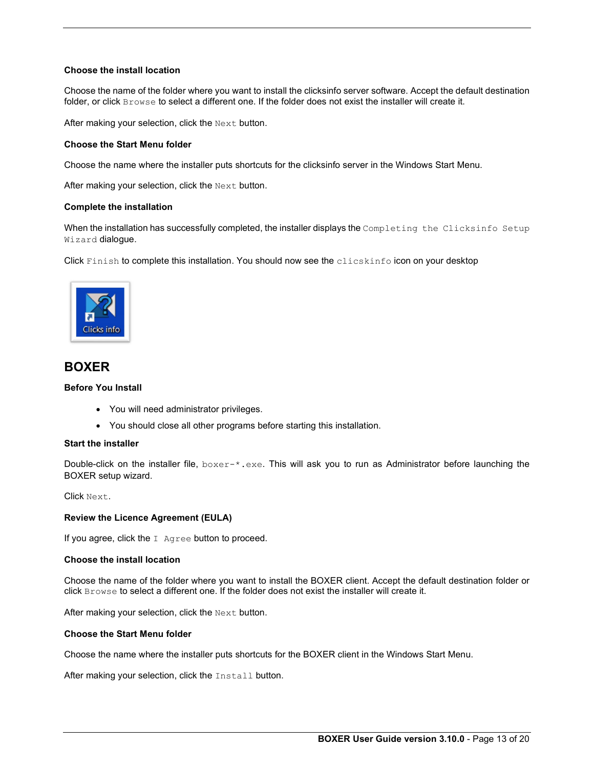**Choose the install location**

Choose the name of the folder where you want to install the clicksinfo server software. Accept the default destination folder, or click `Browse` to select a different one. If the folder does not exist the installer will create it.

After making your selection, click the `Next` button.

**Choose the Start Menu folder**

Choose the name where the installer puts shortcuts for the clicksinfo server in the Windows Start Menu.

After making your selection, click the `Next` button.

**Complete the installation**

When the installation has successfully completed, the installer displays the `Completing the Clicksinfo Setup Wizard` dialogue.

Click `Finish` to complete this installation. You should now see the `clicskinfo` icon on your desktop

## BOXER

**Before You Install**

- You will need administrator privileges.
- You should close all other programs before starting this installation.

**Start the installer**

Double-click on the installer file, `boxer-*.exe`. This will ask you to run as Administrator before launching the BOXER setup wizard.

Click `Next`.

**Review the Licence Agreement (EULA)**

If you agree, click the `I Agree` button to proceed.

**Choose the install location**

Choose the name of the folder where you want to install the BOXER client. Accept the default destination folder or click `Browse` to select a different one. If the folder does not exist the installer will create it.

After making your selection, click the `Next` button.

**Choose the Start Menu folder**

Choose the name where the installer puts shortcuts for the BOXER client in the Windows Start Menu.

After making your selection, click the `Install` button.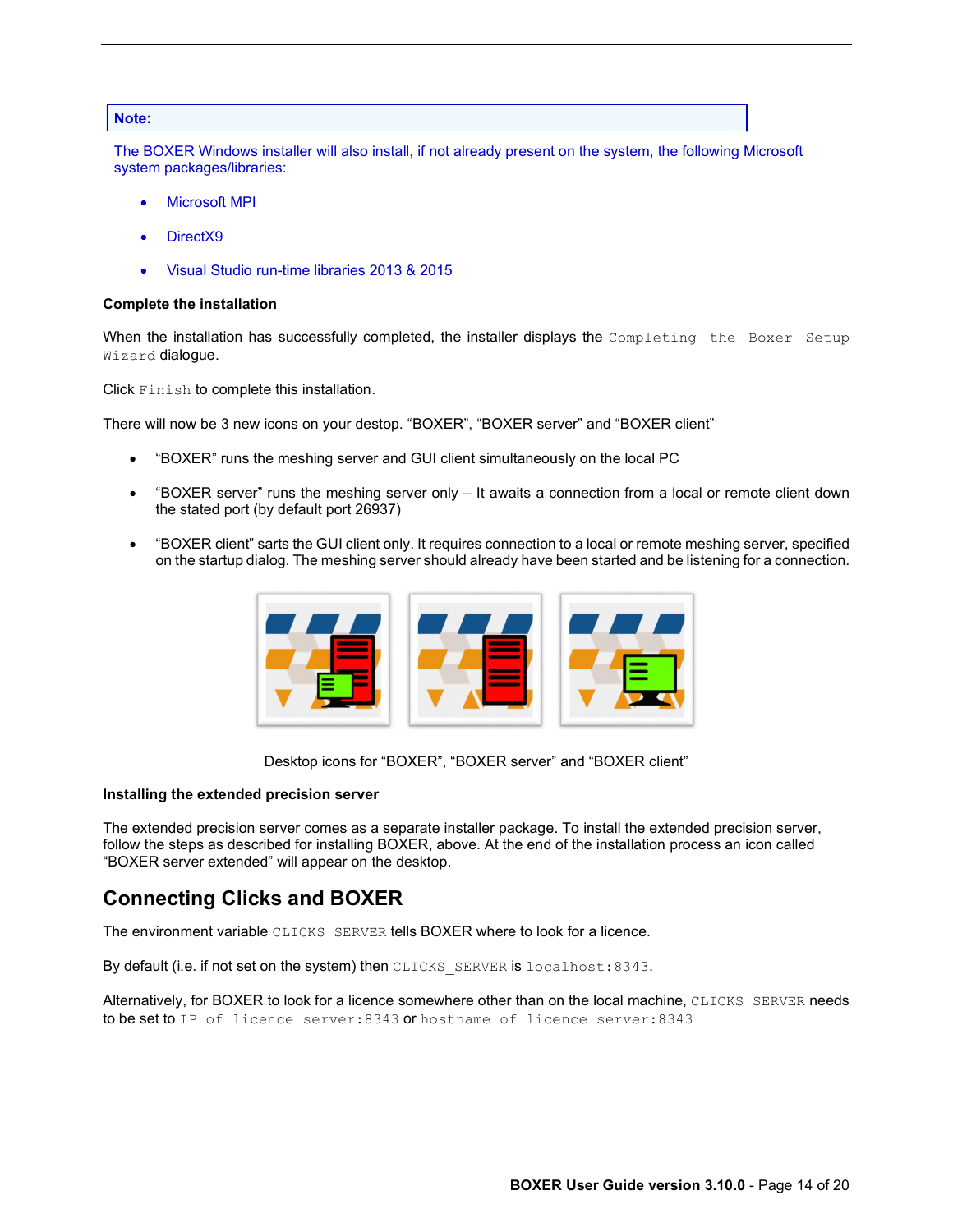**Note:**

The BOXER Windows installer will also install, if not already present on the system, the following Microsoft system packages/libraries:

- Microsoft MPI
- DirectX9
- Visual Studio run-time libraries 2013 & 2015

**Complete the installation**

When the installation has successfully completed, the installer displays the `Completing the Boxer Setup Wizard` dialogue.

Click `Finish` to complete this installation.

There will now be 3 new icons on your destop. “BOXER”, “BOXER server” and “BOXER client”

- “BOXER” runs the meshing server and GUI client simultaneously on the local PC
- “BOXER server” runs the meshing server only – It awaits a connection from a local or remote client down the stated port (by default port 26937)
- “BOXER client” sarts the GUI client only. It requires connection to a local or remote meshing server, specified on the startup dialog. The meshing server should already have been started and be listening for a connection.

Desktop icons for “BOXER”, “BOXER server” and “BOXER client”

**Installing the extended precision server**

The extended precision server comes as a separate installer package. To install the extended precision server, follow the steps as described for installing BOXER, above. At the end of the installation process an icon called “BOXER server extended” will appear on the desktop.

## Connecting Clicks and BOXER

The environment variable `CLICKS_SERVER` tells BOXER where to look for a licence.

By default (i.e. if not set on the system) then `CLICKS_SERVER` is `localhost:8343`.

Alternatively, for BOXER to look for a licence somewhere other than on the local machine, `CLICKS_SERVER` needs to be set to `IP_of_licence_server:8343` or `hostname_of_licence_server:8343`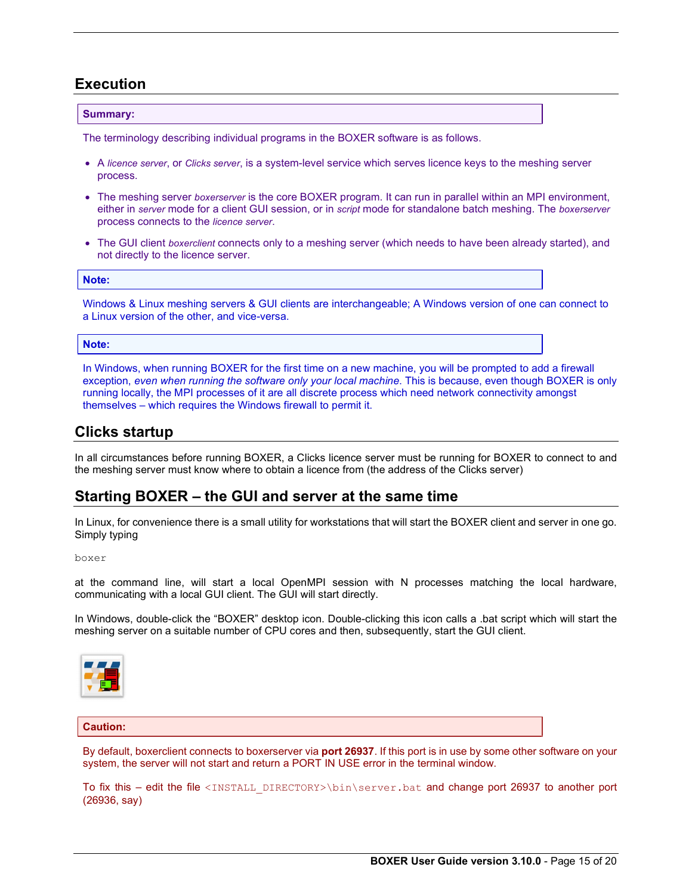## Execution

**Summary:**

The terminology describing individual programs in the BOXER software is as follows.

- A *licence server*, or *Clicks server*, is a system-level service which serves licence keys to the meshing server process.
- The meshing server *boxerserver* is the core BOXER program. It can run in parallel within an MPI environment, either in *server* mode for a client GUI session, or in *script* mode for standalone batch meshing. The *boxerserver* process connects to the *licence server*.
- The GUI client *boxerclient* connects only to a meshing server (which needs to have been already started), and not directly to the licence server.

**Note:**

Windows & Linux meshing servers & GUI clients are interchangeable; A Windows version of one can connect to a Linux version of the other, and vice-versa.

**Note:**

In Windows, when running BOXER for the first time on a new machine, you will be prompted to add a firewall exception, *even when running the software only your local machine*. This is because, even though BOXER is only running locally, the MPI processes of it are all discrete process which need network connectivity amongst themselves – which requires the Windows firewall to permit it.

## Clicks startup

In all circumstances before running BOXER, a Clicks licence server must be running for BOXER to connect to and the meshing server must know where to obtain a licence from (the address of the Clicks server)

## Starting BOXER – the GUI and server at the same time

In Linux, for convenience there is a small utility for workstations that will start the BOXER client and server in one go. Simply typing

```
boxer
```

at the command line, will start a local OpenMPI session with N processes matching the local hardware, communicating with a local GUI client. The GUI will start directly.

In Windows, double-click the “BOXER” desktop icon. Double-clicking this icon calls a .bat script which will start the meshing server on a suitable number of CPU cores and then, subsequently, start the GUI client.

**Caution:**

By default, boxerclient connects to boxerserver via **port 26937**. If this port is in use by some other software on your system, the server will not start and return a PORT IN USE error in the terminal window.

To fix this – edit the file `<INSTALL_DIRECTORY>\bin\server.bat` and change port 26937 to another port (26936, say)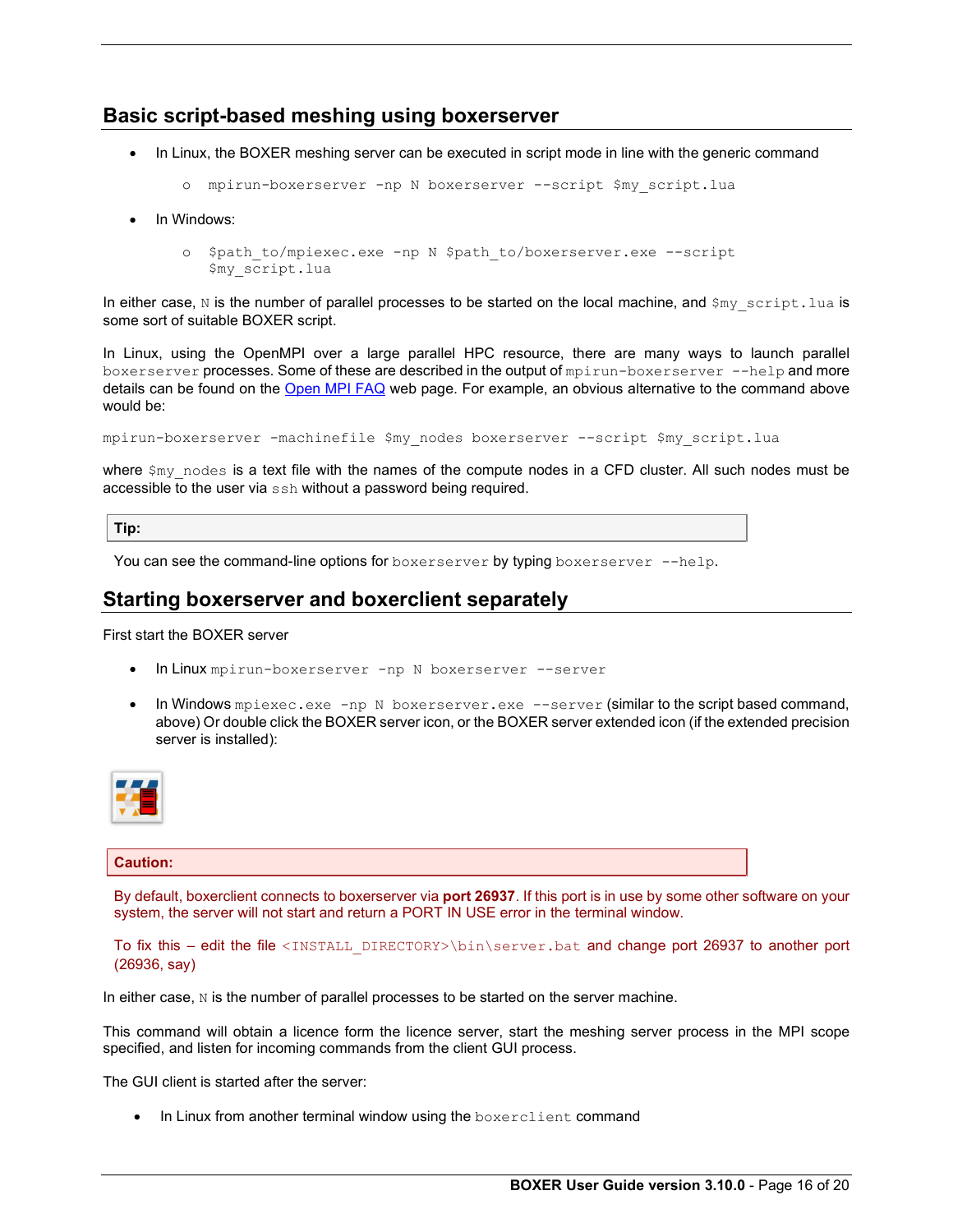## Basic script-based meshing using boxerserver

- In Linux, the BOXER meshing server can be executed in script mode in line with the generic command
  - `mpirun-boxerserver -np N boxerserver --script $my_script.lua`
- In Windows:
  - `$path_to/mpiexec.exe -np N $path_to/boxerserver.exe --script $my_script.lua`

In either case, `N` is the number of parallel processes to be started on the local machine, and `$my_script.lua` is some sort of suitable BOXER script.

In Linux, using the OpenMPI over a large parallel HPC resource, there are many ways to launch parallel `boxerserver` processes. Some of these are described in the output of `mpirun-boxerserver --help` and more details can be found on the Open MPI FAQ web page. For example, an obvious alternative to the command above would be:

```
mpirun-boxerserver -machinefile $my_nodes boxerserver --script $my_script.lua
```

where `$my_nodes` is a text file with the names of the compute nodes in a CFD cluster. All such nodes must be accessible to the user via `ssh` without a password being required.

**Tip:**

You can see the command-line options for `boxerserver` by typing `boxerserver --help`.

## Starting boxerserver and boxerclient separately

First start the BOXER server

- In Linux `mpirun-boxerserver -np N boxerserver --server`
- In Windows `mpiexec.exe -np N boxerserver.exe --server` (similar to the script based command, above) Or double click the BOXER server icon, or the BOXER server extended icon (if the extended precision server is installed):

**Caution:**

By default, boxerclient connects to boxerserver via **port 26937**. If this port is in use by some other software on your system, the server will not start and return a PORT IN USE error in the terminal window.

To fix this – edit the file `<INSTALL_DIRECTORY>\bin\server.bat` and change port 26937 to another port (26936, say)

In either case, `N` is the number of parallel processes to be started on the server machine.

This command will obtain a licence form the licence server, start the meshing server process in the MPI scope specified, and listen for incoming commands from the client GUI process.

The GUI client is started after the server:

- In Linux from another terminal window using the `boxerclient` command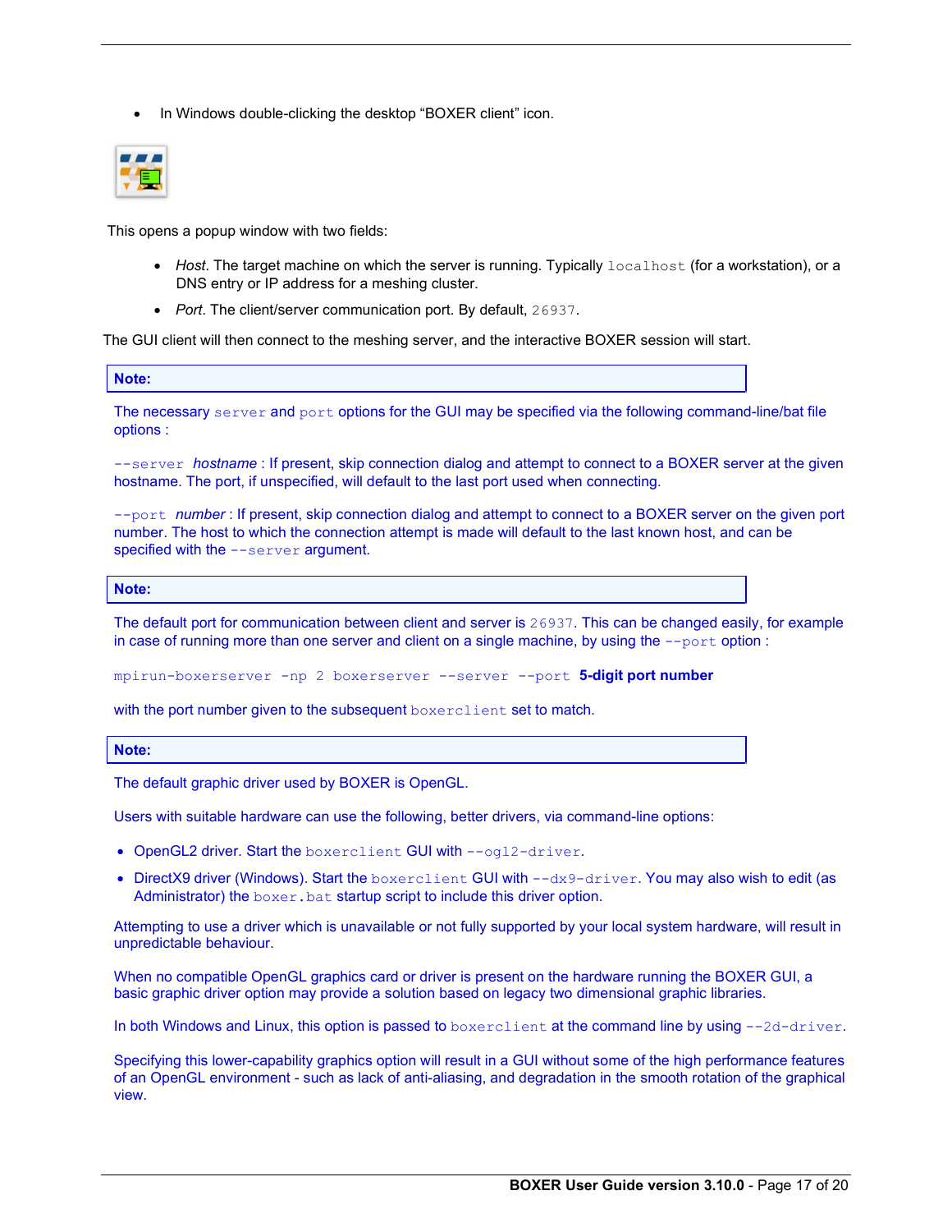- In Windows double-clicking the desktop "BOXER client" icon.

This opens a popup window with two fields:

- *Host*. The target machine on which the server is running. Typically `localhost` (for a workstation), or a DNS entry or IP address for a meshing cluster.
- *Port*. The client/server communication port. By default, `26937`.

The GUI client will then connect to the meshing server, and the interactive BOXER session will start.

**Note:**

The necessary `server` and `port` options for the GUI may be specified via the following command-line/bat file options :

`--server` *hostname* : If present, skip connection dialog and attempt to connect to a BOXER server at the given hostname. The port, if unspecified, will default to the last port used when connecting.

`--port` *number* : If present, skip connection dialog and attempt to connect to a BOXER server on the given port number. The host to which the connection attempt is made will default to the last known host, and can be specified with the `--server` argument.

**Note:**

The default port for communication between client and server is `26937`. This can be changed easily, for example in case of running more than one server and client on a single machine, by using the `--port` option :

`mpirun-boxerserver -np 2 boxerserver --server --port` **5-digit port number**

with the port number given to the subsequent `boxerclient` set to match.

**Note:**

The default graphic driver used by BOXER is OpenGL.

Users with suitable hardware can use the following, better drivers, via command-line options:

- OpenGL2 driver. Start the `boxerclient` GUI with `--ogl2-driver`.
- DirectX9 driver (Windows). Start the `boxerclient` GUI with `--dx9-driver`. You may also wish to edit (as Administrator) the `boxer.bat` startup script to include this driver option.

Attempting to use a driver which is unavailable or not fully supported by your local system hardware, will result in unpredictable behaviour.

When no compatible OpenGL graphics card or driver is present on the hardware running the BOXER GUI, a basic graphic driver option may provide a solution based on legacy two dimensional graphic libraries.

In both Windows and Linux, this option is passed to `boxerclient` at the command line by using `--2d-driver`.

Specifying this lower-capability graphics option will result in a GUI without some of the high performance features of an OpenGL environment - such as lack of anti-aliasing, and degradation in the smooth rotation of the graphical view.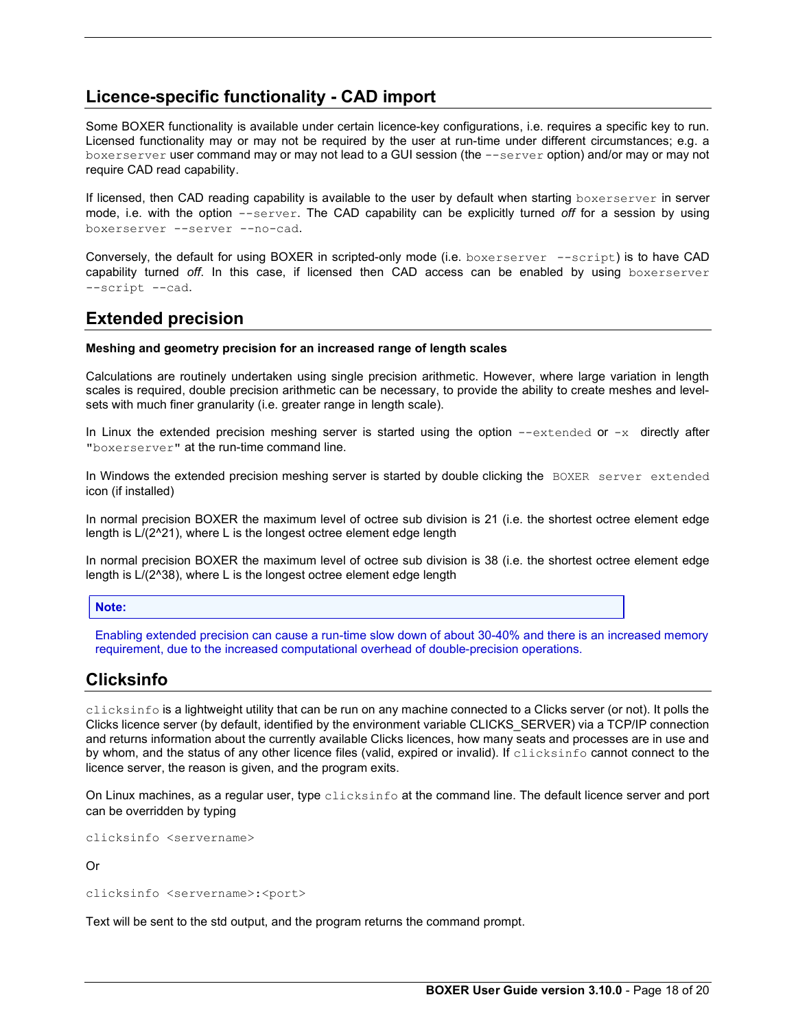## Licence-specific functionality - CAD import

Some BOXER functionality is available under certain licence-key configurations, i.e. requires a specific key to run. Licensed functionality may or may not be required by the user at run-time under different circumstances; e.g. a `boxerserver` user command may or may not lead to a GUI session (the `--server` option) and/or may or may not require CAD read capability.

If licensed, then CAD reading capability is available to the user by default when starting `boxerserver` in server mode, i.e. with the option `--server`. The CAD capability can be explicitly turned *off* for a session by using `boxerserver --server --no-cad`.

Conversely, the default for using BOXER in scripted-only mode (i.e. `boxerserver --script`) is to have CAD capability turned *off*. In this case, if licensed then CAD access can be enabled by using `boxerserver --script --cad`.

## Extended precision

**Meshing and geometry precision for an increased range of length scales**

Calculations are routinely undertaken using single precision arithmetic. However, where large variation in length scales is required, double precision arithmetic can be necessary, to provide the ability to create meshes and level-sets with much finer granularity (i.e. greater range in length scale).

In Linux the extended precision meshing server is started using the option `--extended` or `-x` directly after "`boxerserver`" at the run-time command line.

In Windows the extended precision meshing server is started by double clicking the `BOXER server extended` icon (if installed)

In normal precision BOXER the maximum level of octree sub division is 21 (i.e. the shortest octree element edge length is L/(2^21), where L is the longest octree element edge length

In normal precision BOXER the maximum level of octree sub division is 38 (i.e. the shortest octree element edge length is L/(2^38), where L is the longest octree element edge length

> **Note:**
>
> Enabling extended precision can cause a run-time slow down of about 30-40% and there is an increased memory requirement, due to the increased computational overhead of double-precision operations.

## Clicksinfo

`clicksinfo` is a lightweight utility that can be run on any machine connected to a Clicks server (or not). It polls the Clicks licence server (by default, identified by the environment variable CLICKS_SERVER) via a TCP/IP connection and returns information about the currently available Clicks licences, how many seats and processes are in use and by whom, and the status of any other licence files (valid, expired or invalid). If `clicksinfo` cannot connect to the licence server, the reason is given, and the program exits.

On Linux machines, as a regular user, type `clicksinfo` at the command line. The default licence server and port can be overridden by typing

```
clicksinfo <servername>
```

Or

```
clicksinfo <servername>:<port>
```

Text will be sent to the std output, and the program returns the command prompt.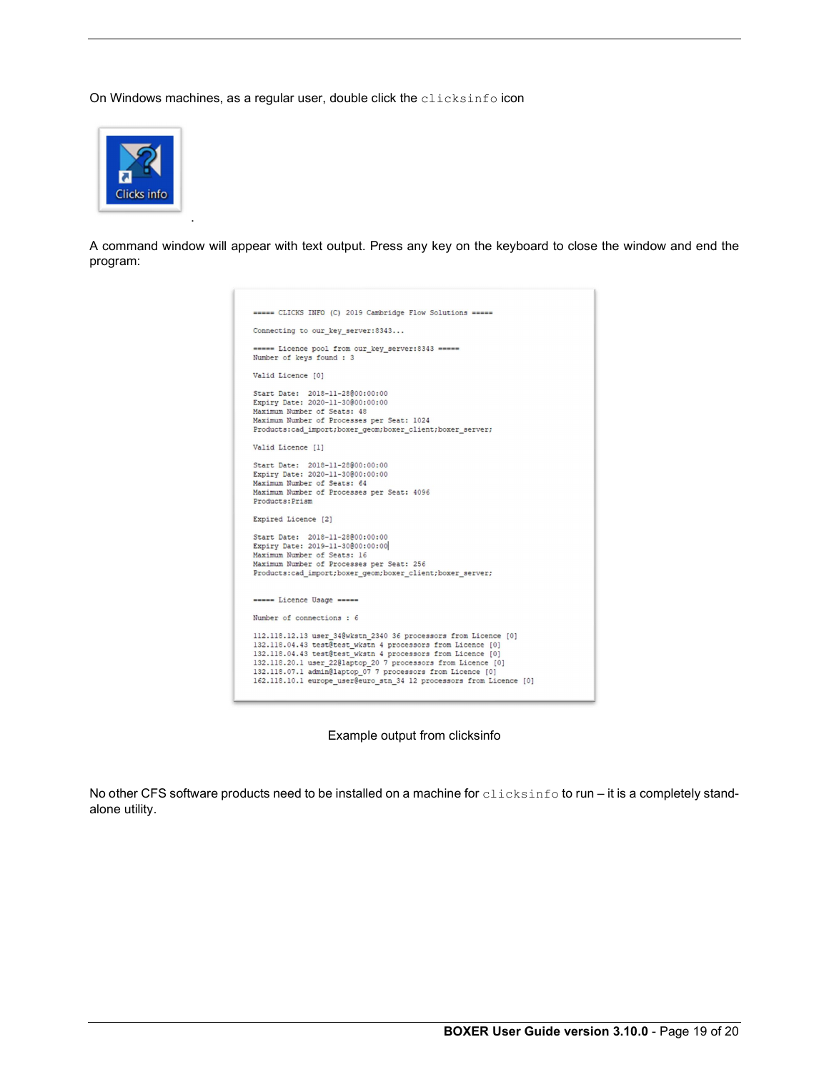On Windows machines, as a regular user, double click the `clicksinfo` icon

A command window will appear with text output. Press any key on the keyboard to close the window and end the program:

```
===== CLICKS INFO (C) 2019 Cambridge Flow Solutions =====

Connecting to our_key_server:8343...

===== Licence pool from our_key_server:8343 =====
Number of keys found : 3

Valid Licence [0]

Start Date:  2018-11-28@00:00:00
Expiry Date: 2020-11-30@00:00:00
Maximum Number of Seats: 48
Maximum Number of Processes per Seat: 1024
Products:cad_import;boxer_geom;boxer_client;boxer_server;

Valid Licence [1]

Start Date:  2018-11-28@00:00:00
Expiry Date: 2020-11-30@00:00:00
Maximum Number of Seats: 64
Maximum Number of Processes per Seat: 4096
Products:Prism

Expired Licence [2]

Start Date:  2018-11-28@00:00:00
Expiry Date: 2019-11-30@00:00:00
Maximum Number of Seats: 16
Maximum Number of Processes per Seat: 256
Products:cad_import;boxer_geom;boxer_client;boxer_server;


===== Licence Usage =====

Number of connections : 6

112.118.12.13 user_34@wkstn_2340 36 processors from Licence [0]
132.118.04.43 test@test_wkstn 4 processors from Licence [0]
132.118.04.43 test@test_wkstn 4 processors from Licence [0]
132.118.20.1 user_22@laptop_20 7 processors from Licence [0]
132.118.07.1 admin@laptop_07 7 processors from Licence [0]
162.118.10.1 europe_user@euro_stn_34 12 processors from Licence [0]
```

Example output from clicksinfo

No other CFS software products need to be installed on a machine for `clicksinfo` to run – it is a completely stand-alone utility.